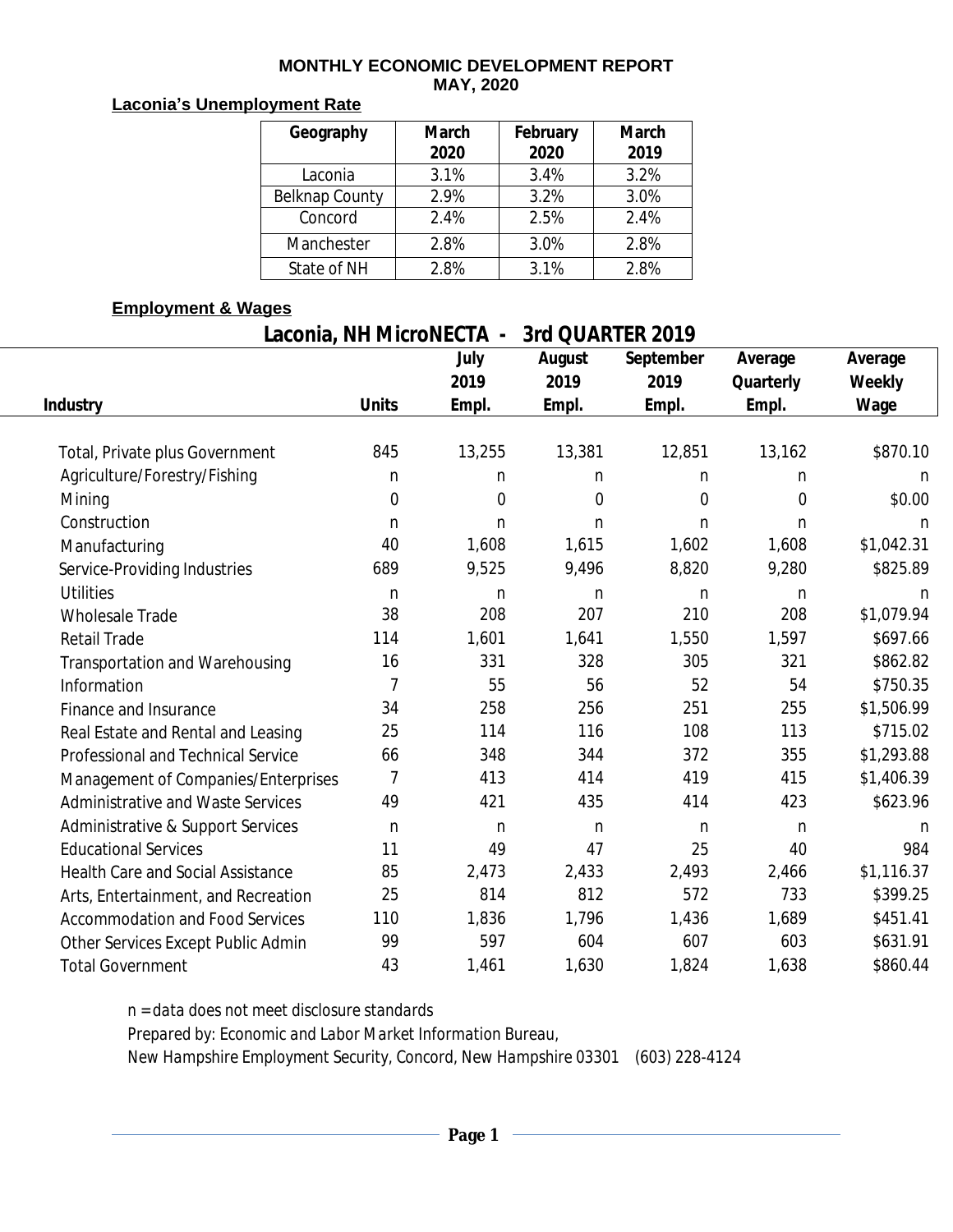# MONTHLY ECONOMIC DEVELOPMENT REPORT
## MAY, 2020

**Laconia's Unemployment Rate**

| Geography | March 2020 | February 2020 | March 2019 |
|---|---|---|---|
| Laconia | 3.1% | 3.4% | 3.2% |
| Belknap County | 2.9% | 3.2% | 3.0% |
| Concord | 2.4% | 2.5% | 2.4% |
| Manchester | 2.8% | 3.0% | 2.8% |
| State of NH | 2.8% | 3.1% | 2.8% |

**Employment & Wages**

**Laconia, NH MicroNECTA - 3rd QUARTER 2019**

| Industry | Units | July 2019 Empl. | August 2019 Empl. | September 2019 Empl. | Average Quarterly Empl. | Average Weekly Wage |
|---|---|---|---|---|---|---|
| Total, Private plus Government | 845 | 13,255 | 13,381 | 12,851 | 13,162 | $870.10 |
| Agriculture/Forestry/Fishing | n | n | n | n | n | n |
| Mining | 0 | 0 | 0 | 0 | 0 | $0.00 |
| Construction | n | n | n | n | n | n |
| Manufacturing | 40 | 1,608 | 1,615 | 1,602 | 1,608 | $1,042.31 |
| Service-Providing Industries | 689 | 9,525 | 9,496 | 8,820 | 9,280 | $825.89 |
| Utilities | n | n | n | n | n | n |
| Wholesale Trade | 38 | 208 | 207 | 210 | 208 | $1,079.94 |
| Retail Trade | 114 | 1,601 | 1,641 | 1,550 | 1,597 | $697.66 |
| Transportation and Warehousing | 16 | 331 | 328 | 305 | 321 | $862.82 |
| Information | 7 | 55 | 56 | 52 | 54 | $750.35 |
| Finance and Insurance | 34 | 258 | 256 | 251 | 255 | $1,506.99 |
| Real Estate and Rental and Leasing | 25 | 114 | 116 | 108 | 113 | $715.02 |
| Professional and Technical Service | 66 | 348 | 344 | 372 | 355 | $1,293.88 |
| Management of Companies/Enterprises | 7 | 413 | 414 | 419 | 415 | $1,406.39 |
| Administrative and Waste Services | 49 | 421 | 435 | 414 | 423 | $623.96 |
| Administrative & Support Services | n | n | n | n | n | n |
| Educational Services | 11 | 49 | 47 | 25 | 40 | 984 |
| Health Care and Social Assistance | 85 | 2,473 | 2,433 | 2,493 | 2,466 | $1,116.37 |
| Arts, Entertainment, and Recreation | 25 | 814 | 812 | 572 | 733 | $399.25 |
| Accommodation and Food Services | 110 | 1,836 | 1,796 | 1,436 | 1,689 | $451.41 |
| Other Services Except Public Admin | 99 | 597 | 604 | 607 | 603 | $631.91 |
| Total Government | 43 | 1,461 | 1,630 | 1,824 | 1,638 | $860.44 |

*n = data does not meet disclosure standards*

*Prepared by: Economic and Labor Market Information Bureau,*

*New Hampshire Employment Security, Concord, New Hampshire 03301 (603) 228-4124*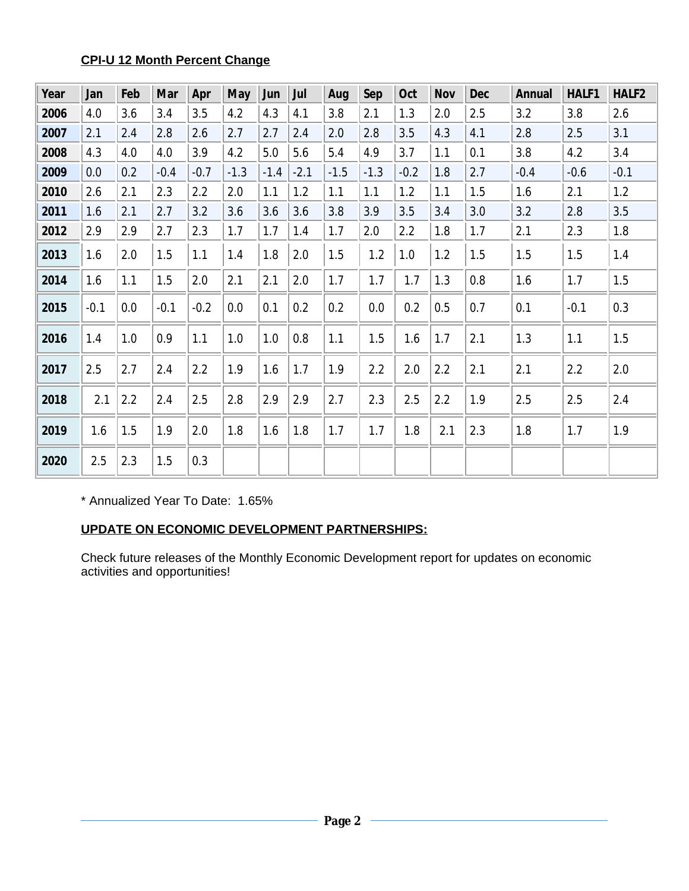**CPI-U 12 Month Percent Change**

| Year | Jan | Feb | Mar | Apr | May | Jun | Jul | Aug | Sep | Oct | Nov | Dec | Annual | HALF1 | HALF2 |
|---|---|---|---|---|---|---|---|---|---|---|---|---|---|---|---|
| 2006 | 4.0 | 3.6 | 3.4 | 3.5 | 4.2 | 4.3 | 4.1 | 3.8 | 2.1 | 1.3 | 2.0 | 2.5 | 3.2 | 3.8 | 2.6 |
| 2007 | 2.1 | 2.4 | 2.8 | 2.6 | 2.7 | 2.7 | 2.4 | 2.0 | 2.8 | 3.5 | 4.3 | 4.1 | 2.8 | 2.5 | 3.1 |
| 2008 | 4.3 | 4.0 | 4.0 | 3.9 | 4.2 | 5.0 | 5.6 | 5.4 | 4.9 | 3.7 | 1.1 | 0.1 | 3.8 | 4.2 | 3.4 |
| 2009 | 0.0 | 0.2 | -0.4 | -0.7 | -1.3 | -1.4 | -2.1 | -1.5 | -1.3 | -0.2 | 1.8 | 2.7 | -0.4 | -0.6 | -0.1 |
| 2010 | 2.6 | 2.1 | 2.3 | 2.2 | 2.0 | 1.1 | 1.2 | 1.1 | 1.1 | 1.2 | 1.1 | 1.5 | 1.6 | 2.1 | 1.2 |
| 2011 | 1.6 | 2.1 | 2.7 | 3.2 | 3.6 | 3.6 | 3.6 | 3.8 | 3.9 | 3.5 | 3.4 | 3.0 | 3.2 | 2.8 | 3.5 |
| 2012 | 2.9 | 2.9 | 2.7 | 2.3 | 1.7 | 1.7 | 1.4 | 1.7 | 2.0 | 2.2 | 1.8 | 1.7 | 2.1 | 2.3 | 1.8 |
| 2013 | 1.6 | 2.0 | 1.5 | 1.1 | 1.4 | 1.8 | 2.0 | 1.5 | 1.2 | 1.0 | 1.2 | 1.5 | 1.5 | 1.5 | 1.4 |
| 2014 | 1.6 | 1.1 | 1.5 | 2.0 | 2.1 | 2.1 | 2.0 | 1.7 | 1.7 | 1.7 | 1.3 | 0.8 | 1.6 | 1.7 | 1.5 |
| 2015 | -0.1 | 0.0 | -0.1 | -0.2 | 0.0 | 0.1 | 0.2 | 0.2 | 0.0 | 0.2 | 0.5 | 0.7 | 0.1 | -0.1 | 0.3 |
| 2016 | 1.4 | 1.0 | 0.9 | 1.1 | 1.0 | 1.0 | 0.8 | 1.1 | 1.5 | 1.6 | 1.7 | 2.1 | 1.3 | 1.1 | 1.5 |
| 2017 | 2.5 | 2.7 | 2.4 | 2.2 | 1.9 | 1.6 | 1.7 | 1.9 | 2.2 | 2.0 | 2.2 | 2.1 | 2.1 | 2.2 | 2.0 |
| 2018 | 2.1 | 2.2 | 2.4 | 2.5 | 2.8 | 2.9 | 2.9 | 2.7 | 2.3 | 2.5 | 2.2 | 1.9 | 2.5 | 2.5 | 2.4 |
| 2019 | 1.6 | 1.5 | 1.9 | 2.0 | 1.8 | 1.6 | 1.8 | 1.7 | 1.7 | 1.8 | 2.1 | 2.3 | 1.8 | 1.7 | 1.9 |
| 2020 | 2.5 | 2.3 | 1.5 | 0.3 | | | | | | | | | | | |

* Annualized Year To Date: 1.65%

**UPDATE ON ECONOMIC DEVELOPMENT PARTNERSHIPS:**

Check future releases of the Monthly Economic Development report for updates on economic activities and opportunities!